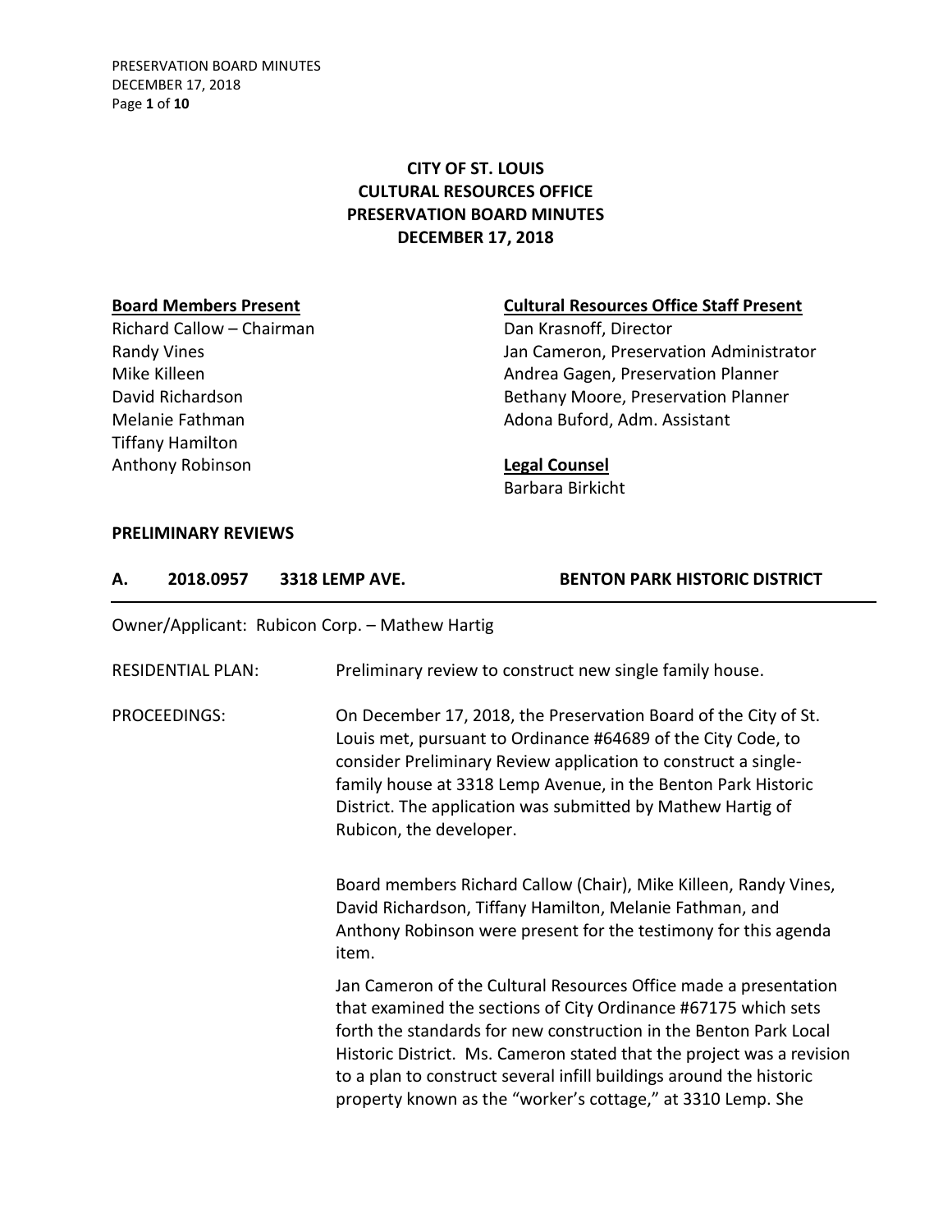# CITY OF ST. LOUIS
# CULTURAL RESOURCES OFFICE
# PRESERVATION BOARD MINUTES
# DECEMBER 17, 2018

**Board Members Present**

Richard Callow – Chairman
Randy Vines
Mike Killeen
David Richardson
Melanie Fathman
Tiffany Hamilton
Anthony Robinson

**Cultural Resources Office Staff Present**

Dan Krasnoff, Director
Jan Cameron, Preservation Administrator
Andrea Gagen, Preservation Planner
Bethany Moore, Preservation Planner
Adona Buford, Adm. Assistant

**Legal Counsel**

Barbara Birkicht

## PRELIMINARY REVIEWS

### A. 2018.0957 3318 LEMP AVE. BENTON PARK HISTORIC DISTRICT

Owner/Applicant: Rubicon Corp. – Mathew Hartig

RESIDENTIAL PLAN: Preliminary review to construct new single family house.

PROCEEDINGS: On December 17, 2018, the Preservation Board of the City of St. Louis met, pursuant to Ordinance #64689 of the City Code, to consider Preliminary Review application to construct a single-family house at 3318 Lemp Avenue, in the Benton Park Historic District. The application was submitted by Mathew Hartig of Rubicon, the developer.

Board members Richard Callow (Chair), Mike Killeen, Randy Vines, David Richardson, Tiffany Hamilton, Melanie Fathman, and Anthony Robinson were present for the testimony for this agenda item.

Jan Cameron of the Cultural Resources Office made a presentation that examined the sections of City Ordinance #67175 which sets forth the standards for new construction in the Benton Park Local Historic District. Ms. Cameron stated that the project was a revision to a plan to construct several infill buildings around the historic property known as the "worker's cottage," at 3310 Lemp. She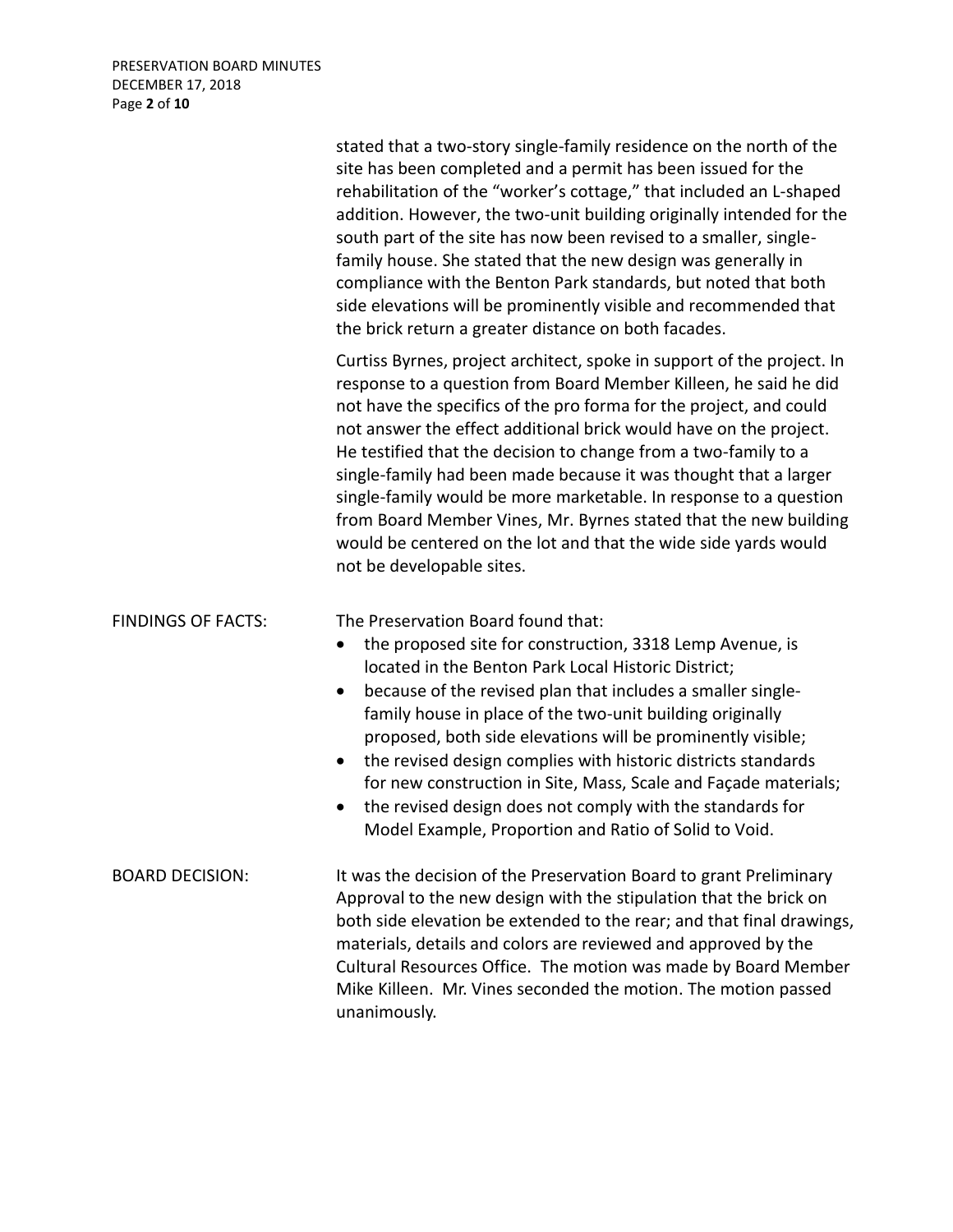stated that a two-story single-family residence on the north of the site has been completed and a permit has been issued for the rehabilitation of the "worker's cottage," that included an L-shaped addition. However, the two-unit building originally intended for the south part of the site has now been revised to a smaller, single-family house. She stated that the new design was generally in compliance with the Benton Park standards, but noted that both side elevations will be prominently visible and recommended that the brick return a greater distance on both facades.

Curtiss Byrnes, project architect, spoke in support of the project. In response to a question from Board Member Killeen, he said he did not have the specifics of the pro forma for the project, and could not answer the effect additional brick would have on the project. He testified that the decision to change from a two-family to a single-family had been made because it was thought that a larger single-family would be more marketable. In response to a question from Board Member Vines, Mr. Byrnes stated that the new building would be centered on the lot and that the wide side yards would not be developable sites.

FINDINGS OF FACTS: The Preservation Board found that:

- the proposed site for construction, 3318 Lemp Avenue, is located in the Benton Park Local Historic District;
- because of the revised plan that includes a smaller single-family house in place of the two-unit building originally proposed, both side elevations will be prominently visible;
- the revised design complies with historic districts standards for new construction in Site, Mass, Scale and Façade materials;
- the revised design does not comply with the standards for Model Example, Proportion and Ratio of Solid to Void.

BOARD DECISION: It was the decision of the Preservation Board to grant Preliminary Approval to the new design with the stipulation that the brick on both side elevation be extended to the rear; and that final drawings, materials, details and colors are reviewed and approved by the Cultural Resources Office. The motion was made by Board Member Mike Killeen. Mr. Vines seconded the motion. The motion passed unanimously.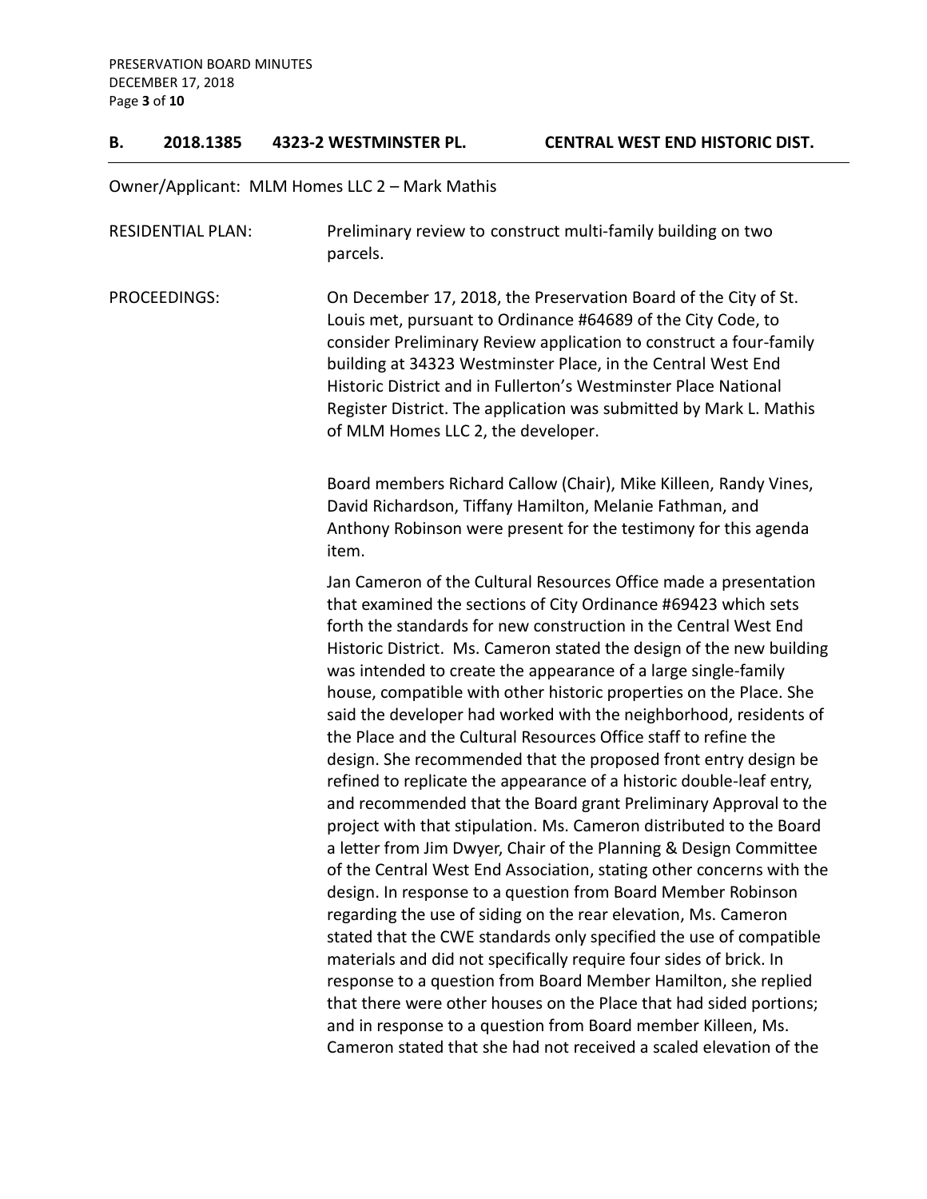## B. 2018.1385 4323-2 WESTMINSTER PL. CENTRAL WEST END HISTORIC DIST.

Owner/Applicant: MLM Homes LLC 2 – Mark Mathis

RESIDENTIAL PLAN: Preliminary review to construct multi-family building on two parcels.

PROCEEDINGS: On December 17, 2018, the Preservation Board of the City of St. Louis met, pursuant to Ordinance #64689 of the City Code, to consider Preliminary Review application to construct a four-family building at 34323 Westminster Place, in the Central West End Historic District and in Fullerton's Westminster Place National Register District. The application was submitted by Mark L. Mathis of MLM Homes LLC 2, the developer.

Board members Richard Callow (Chair), Mike Killeen, Randy Vines, David Richardson, Tiffany Hamilton, Melanie Fathman, and Anthony Robinson were present for the testimony for this agenda item.

Jan Cameron of the Cultural Resources Office made a presentation that examined the sections of City Ordinance #69423 which sets forth the standards for new construction in the Central West End Historic District. Ms. Cameron stated the design of the new building was intended to create the appearance of a large single-family house, compatible with other historic properties on the Place. She said the developer had worked with the neighborhood, residents of the Place and the Cultural Resources Office staff to refine the design. She recommended that the proposed front entry design be refined to replicate the appearance of a historic double-leaf entry, and recommended that the Board grant Preliminary Approval to the project with that stipulation. Ms. Cameron distributed to the Board a letter from Jim Dwyer, Chair of the Planning & Design Committee of the Central West End Association, stating other concerns with the design. In response to a question from Board Member Robinson regarding the use of siding on the rear elevation, Ms. Cameron stated that the CWE standards only specified the use of compatible materials and did not specifically require four sides of brick. In response to a question from Board Member Hamilton, she replied that there were other houses on the Place that had sided portions; and in response to a question from Board member Killeen, Ms. Cameron stated that she had not received a scaled elevation of the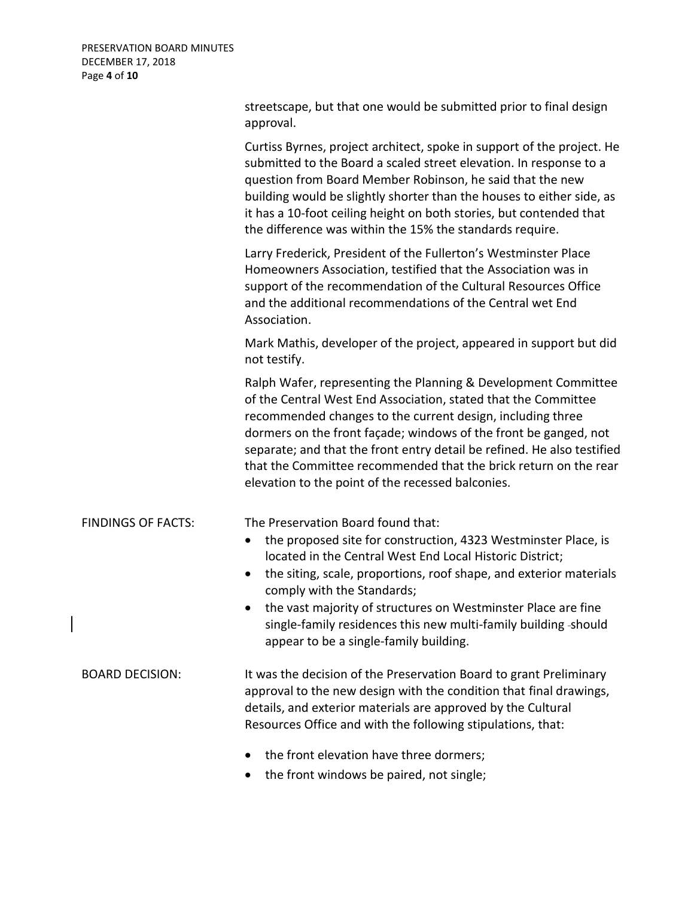streetscape, but that one would be submitted prior to final design approval.

Curtiss Byrnes, project architect, spoke in support of the project. He submitted to the Board a scaled street elevation. In response to a question from Board Member Robinson, he said that the new building would be slightly shorter than the houses to either side, as it has a 10-foot ceiling height on both stories, but contended that the difference was within the 15% the standards require.

Larry Frederick, President of the Fullerton's Westminster Place Homeowners Association, testified that the Association was in support of the recommendation of the Cultural Resources Office and the additional recommendations of the Central wet End Association.

Mark Mathis, developer of the project, appeared in support but did not testify.

Ralph Wafer, representing the Planning & Development Committee of the Central West End Association, stated that the Committee recommended changes to the current design, including three dormers on the front façade; windows of the front be ganged, not separate; and that the front entry detail be refined. He also testified that the Committee recommended that the brick return on the rear elevation to the point of the recessed balconies.

FINDINGS OF FACTS: The Preservation Board found that:

- the proposed site for construction, 4323 Westminster Place, is located in the Central West End Local Historic District;
- the siting, scale, proportions, roof shape, and exterior materials comply with the Standards;
- the vast majority of structures on Westminster Place are fine single-family residences this new multi-family building should appear to be a single-family building.

BOARD DECISION: It was the decision of the Preservation Board to grant Preliminary approval to the new design with the condition that final drawings, details, and exterior materials are approved by the Cultural Resources Office and with the following stipulations, that:

- the front elevation have three dormers;
- the front windows be paired, not single;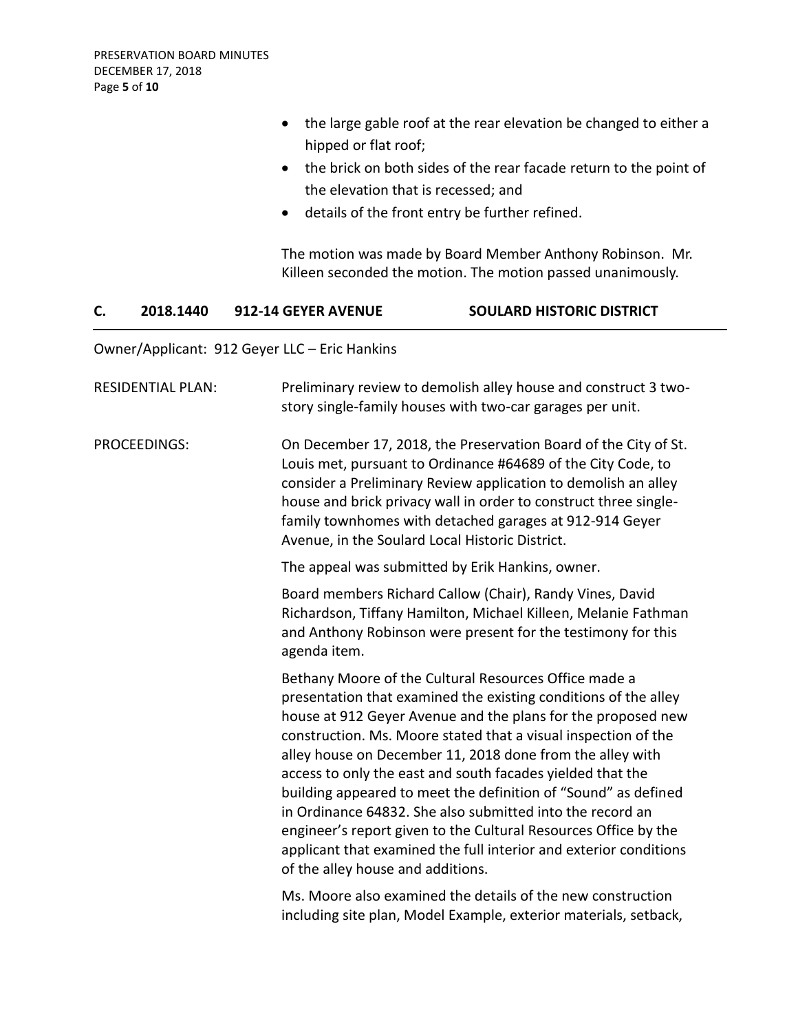- the large gable roof at the rear elevation be changed to either a hipped or flat roof;
- the brick on both sides of the rear facade return to the point of the elevation that is recessed; and
- details of the front entry be further refined.

The motion was made by Board Member Anthony Robinson. Mr. Killeen seconded the motion. The motion passed unanimously.

## C. 2018.1440 912-14 GEYER AVENUE SOULARD HISTORIC DISTRICT

Owner/Applicant: 912 Geyer LLC – Eric Hankins

RESIDENTIAL PLAN: Preliminary review to demolish alley house and construct 3 two-story single-family houses with two-car garages per unit.

PROCEEDINGS: On December 17, 2018, the Preservation Board of the City of St. Louis met, pursuant to Ordinance #64689 of the City Code, to consider a Preliminary Review application to demolish an alley house and brick privacy wall in order to construct three single-family townhomes with detached garages at 912-914 Geyer Avenue, in the Soulard Local Historic District.

The appeal was submitted by Erik Hankins, owner.

Board members Richard Callow (Chair), Randy Vines, David Richardson, Tiffany Hamilton, Michael Killeen, Melanie Fathman and Anthony Robinson were present for the testimony for this agenda item.

Bethany Moore of the Cultural Resources Office made a presentation that examined the existing conditions of the alley house at 912 Geyer Avenue and the plans for the proposed new construction. Ms. Moore stated that a visual inspection of the alley house on December 11, 2018 done from the alley with access to only the east and south facades yielded that the building appeared to meet the definition of "Sound" as defined in Ordinance 64832. She also submitted into the record an engineer's report given to the Cultural Resources Office by the applicant that examined the full interior and exterior conditions of the alley house and additions.

Ms. Moore also examined the details of the new construction including site plan, Model Example, exterior materials, setback,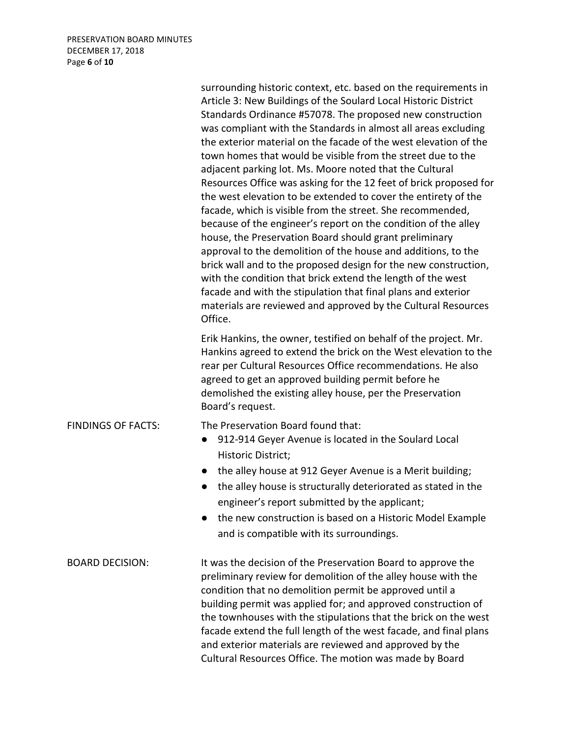surrounding historic context, etc. based on the requirements in Article 3: New Buildings of the Soulard Local Historic District Standards Ordinance #57078. The proposed new construction was compliant with the Standards in almost all areas excluding the exterior material on the facade of the west elevation of the town homes that would be visible from the street due to the adjacent parking lot. Ms. Moore noted that the Cultural Resources Office was asking for the 12 feet of brick proposed for the west elevation to be extended to cover the entirety of the facade, which is visible from the street. She recommended, because of the engineer's report on the condition of the alley house, the Preservation Board should grant preliminary approval to the demolition of the house and additions, to the brick wall and to the proposed design for the new construction, with the condition that brick extend the length of the west facade and with the stipulation that final plans and exterior materials are reviewed and approved by the Cultural Resources Office.

Erik Hankins, the owner, testified on behalf of the project. Mr. Hankins agreed to extend the brick on the West elevation to the rear per Cultural Resources Office recommendations. He also agreed to get an approved building permit before he demolished the existing alley house, per the Preservation Board's request.

**FINDINGS OF FACTS:** The Preservation Board found that:

- 912-914 Geyer Avenue is located in the Soulard Local Historic District;
- the alley house at 912 Geyer Avenue is a Merit building;
- the alley house is structurally deteriorated as stated in the engineer's report submitted by the applicant;
- the new construction is based on a Historic Model Example and is compatible with its surroundings.

**BOARD DECISION:** It was the decision of the Preservation Board to approve the preliminary review for demolition of the alley house with the condition that no demolition permit be approved until a building permit was applied for; and approved construction of the townhouses with the stipulations that the brick on the west facade extend the full length of the west facade, and final plans and exterior materials are reviewed and approved by the Cultural Resources Office. The motion was made by Board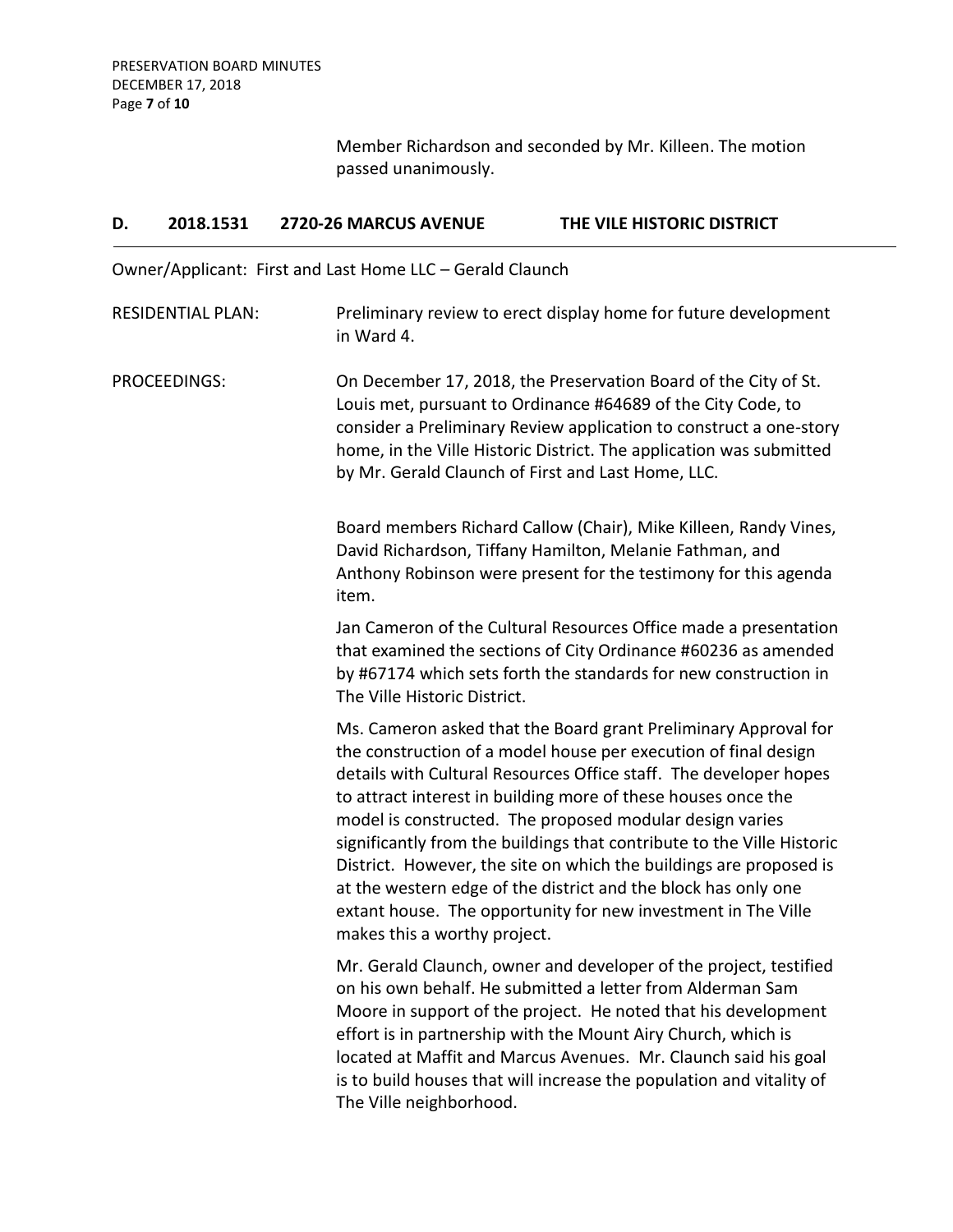Member Richardson and seconded by Mr. Killeen. The motion passed unanimously.

## D. 2018.1531 2720-26 MARCUS AVENUE THE VILE HISTORIC DISTRICT

Owner/Applicant: First and Last Home LLC – Gerald Claunch

RESIDENTIAL PLAN: Preliminary review to erect display home for future development in Ward 4.

PROCEEDINGS: On December 17, 2018, the Preservation Board of the City of St. Louis met, pursuant to Ordinance #64689 of the City Code, to consider a Preliminary Review application to construct a one-story home, in the Ville Historic District. The application was submitted by Mr. Gerald Claunch of First and Last Home, LLC.

Board members Richard Callow (Chair), Mike Killeen, Randy Vines, David Richardson, Tiffany Hamilton, Melanie Fathman, and Anthony Robinson were present for the testimony for this agenda item.

Jan Cameron of the Cultural Resources Office made a presentation that examined the sections of City Ordinance #60236 as amended by #67174 which sets forth the standards for new construction in The Ville Historic District.

Ms. Cameron asked that the Board grant Preliminary Approval for the construction of a model house per execution of final design details with Cultural Resources Office staff. The developer hopes to attract interest in building more of these houses once the model is constructed. The proposed modular design varies significantly from the buildings that contribute to the Ville Historic District. However, the site on which the buildings are proposed is at the western edge of the district and the block has only one extant house. The opportunity for new investment in The Ville makes this a worthy project.

Mr. Gerald Claunch, owner and developer of the project, testified on his own behalf. He submitted a letter from Alderman Sam Moore in support of the project. He noted that his development effort is in partnership with the Mount Airy Church, which is located at Maffit and Marcus Avenues. Mr. Claunch said his goal is to build houses that will increase the population and vitality of The Ville neighborhood.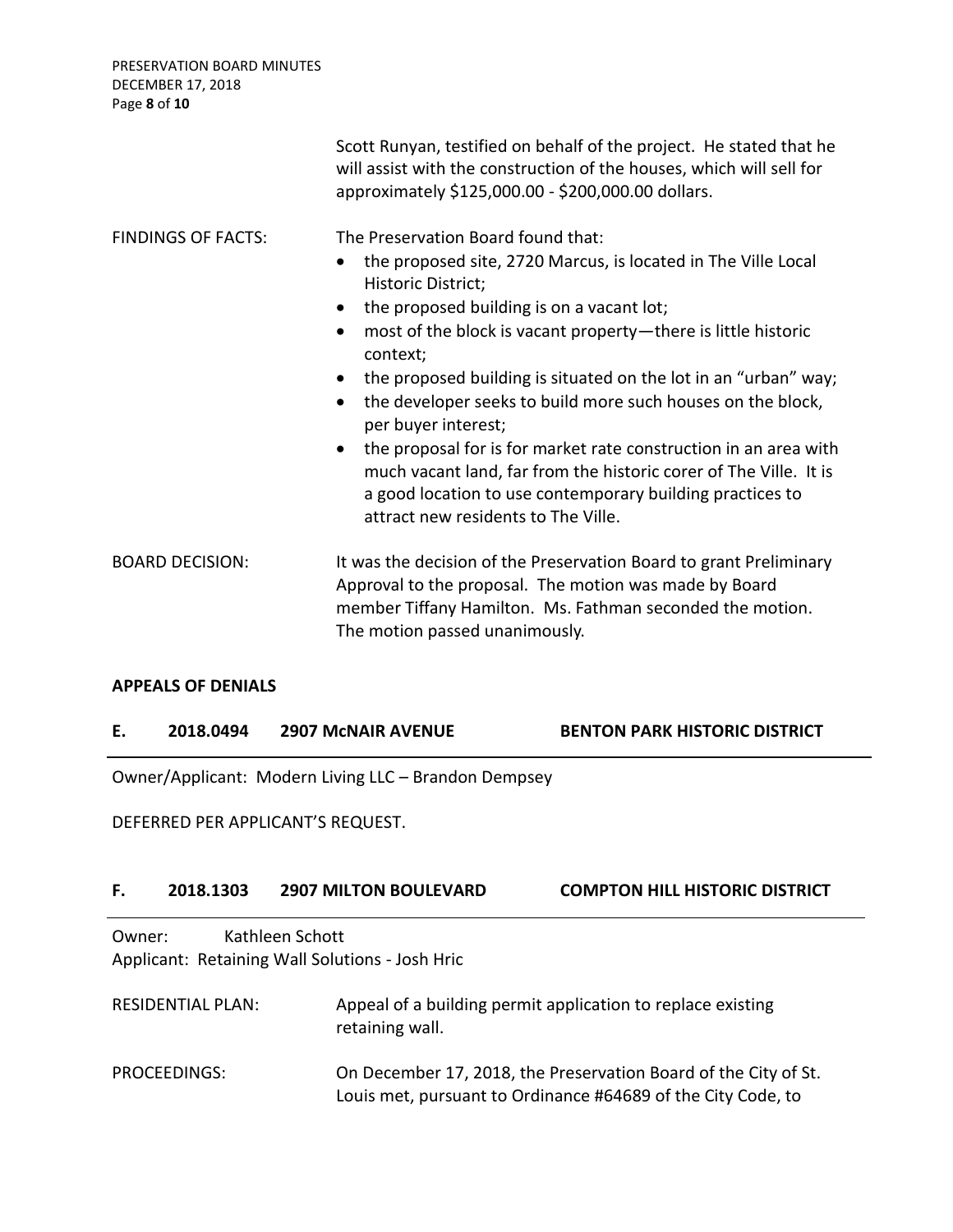Scott Runyan, testified on behalf of the project. He stated that he will assist with the construction of the houses, which will sell for approximately $125,000.00 - $200,000.00 dollars.

FINDINGS OF FACTS: The Preservation Board found that:

- the proposed site, 2720 Marcus, is located in The Ville Local Historic District;
- the proposed building is on a vacant lot;
- most of the block is vacant property—there is little historic context;
- the proposed building is situated on the lot in an "urban" way;
- the developer seeks to build more such houses on the block, per buyer interest;
- the proposal for is for market rate construction in an area with much vacant land, far from the historic corer of The Ville. It is a good location to use contemporary building practices to attract new residents to The Ville.

BOARD DECISION: It was the decision of the Preservation Board to grant Preliminary Approval to the proposal. The motion was made by Board member Tiffany Hamilton. Ms. Fathman seconded the motion. The motion passed unanimously.

## APPEALS OF DENIALS

### E. 2018.0494 2907 McNAIR AVENUE BENTON PARK HISTORIC DISTRICT

Owner/Applicant: Modern Living LLC – Brandon Dempsey

DEFERRED PER APPLICANT'S REQUEST.

### F. 2018.1303 2907 MILTON BOULEVARD COMPTON HILL HISTORIC DISTRICT

Owner: Kathleen Schott
Applicant: Retaining Wall Solutions - Josh Hric

RESIDENTIAL PLAN: Appeal of a building permit application to replace existing retaining wall.

PROCEEDINGS: On December 17, 2018, the Preservation Board of the City of St. Louis met, pursuant to Ordinance #64689 of the City Code, to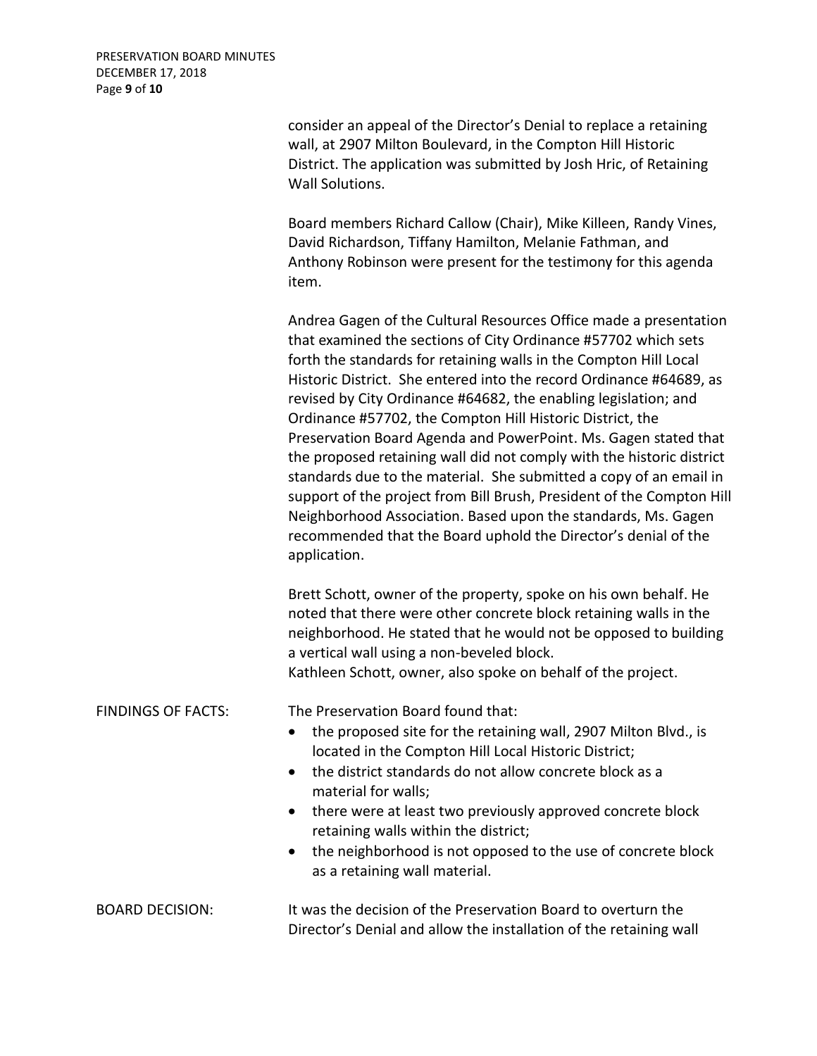consider an appeal of the Director's Denial to replace a retaining wall, at 2907 Milton Boulevard, in the Compton Hill Historic District. The application was submitted by Josh Hric, of Retaining Wall Solutions.

Board members Richard Callow (Chair), Mike Killeen, Randy Vines, David Richardson, Tiffany Hamilton, Melanie Fathman, and Anthony Robinson were present for the testimony for this agenda item.

Andrea Gagen of the Cultural Resources Office made a presentation that examined the sections of City Ordinance #57702 which sets forth the standards for retaining walls in the Compton Hill Local Historic District. She entered into the record Ordinance #64689, as revised by City Ordinance #64682, the enabling legislation; and Ordinance #57702, the Compton Hill Historic District, the Preservation Board Agenda and PowerPoint. Ms. Gagen stated that the proposed retaining wall did not comply with the historic district standards due to the material. She submitted a copy of an email in support of the project from Bill Brush, President of the Compton Hill Neighborhood Association. Based upon the standards, Ms. Gagen recommended that the Board uphold the Director's denial of the application.

Brett Schott, owner of the property, spoke on his own behalf. He noted that there were other concrete block retaining walls in the neighborhood. He stated that he would not be opposed to building a vertical wall using a non-beveled block.
Kathleen Schott, owner, also spoke on behalf of the project.

FINDINGS OF FACTS: The Preservation Board found that:

- the proposed site for the retaining wall, 2907 Milton Blvd., is located in the Compton Hill Local Historic District;
- the district standards do not allow concrete block as a material for walls;
- there were at least two previously approved concrete block retaining walls within the district;
- the neighborhood is not opposed to the use of concrete block as a retaining wall material.

BOARD DECISION: It was the decision of the Preservation Board to overturn the Director's Denial and allow the installation of the retaining wall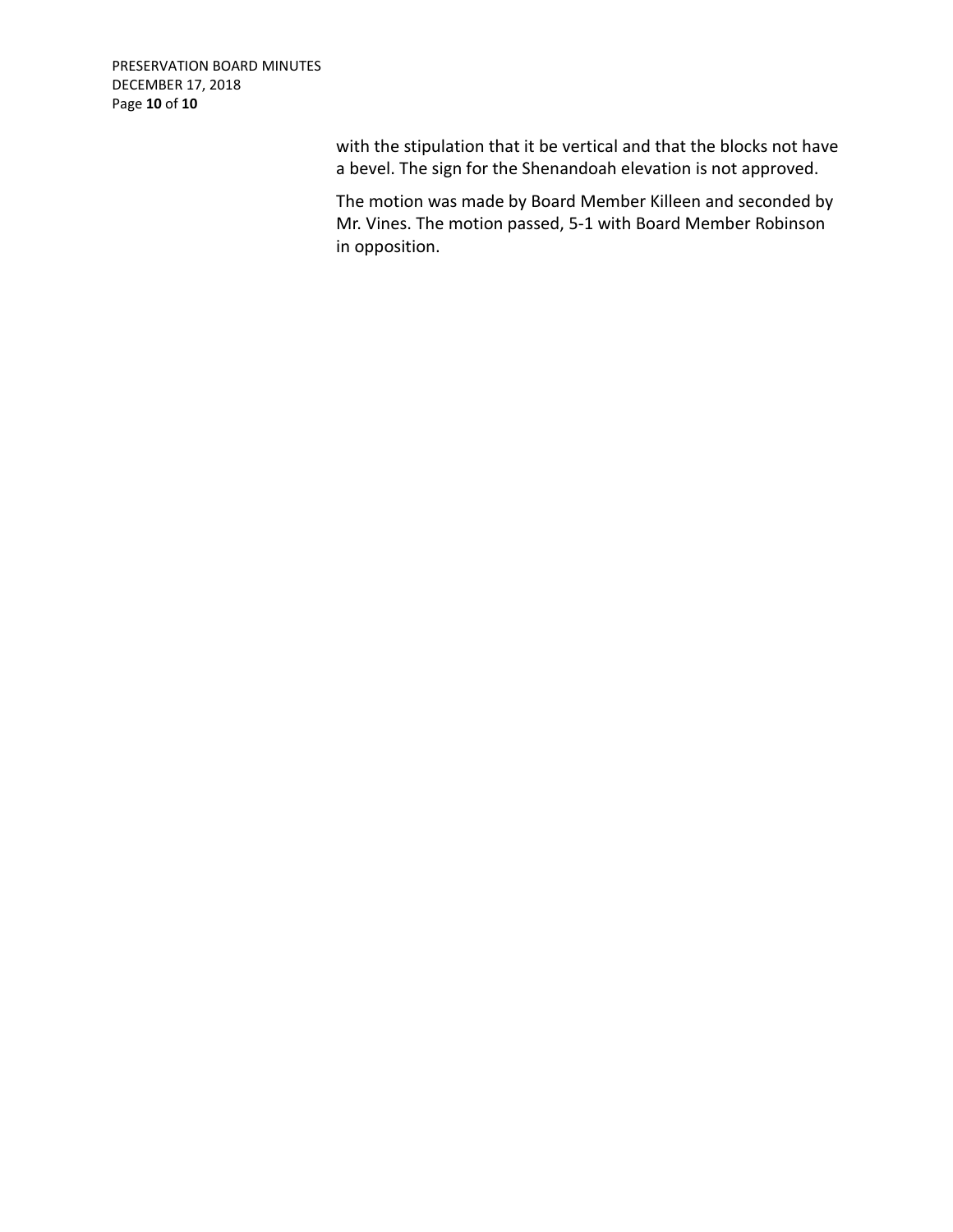with the stipulation that it be vertical and that the blocks not have a bevel. The sign for the Shenandoah elevation is not approved.

The motion was made by Board Member Killeen and seconded by Mr. Vines. The motion passed, 5-1 with Board Member Robinson in opposition.